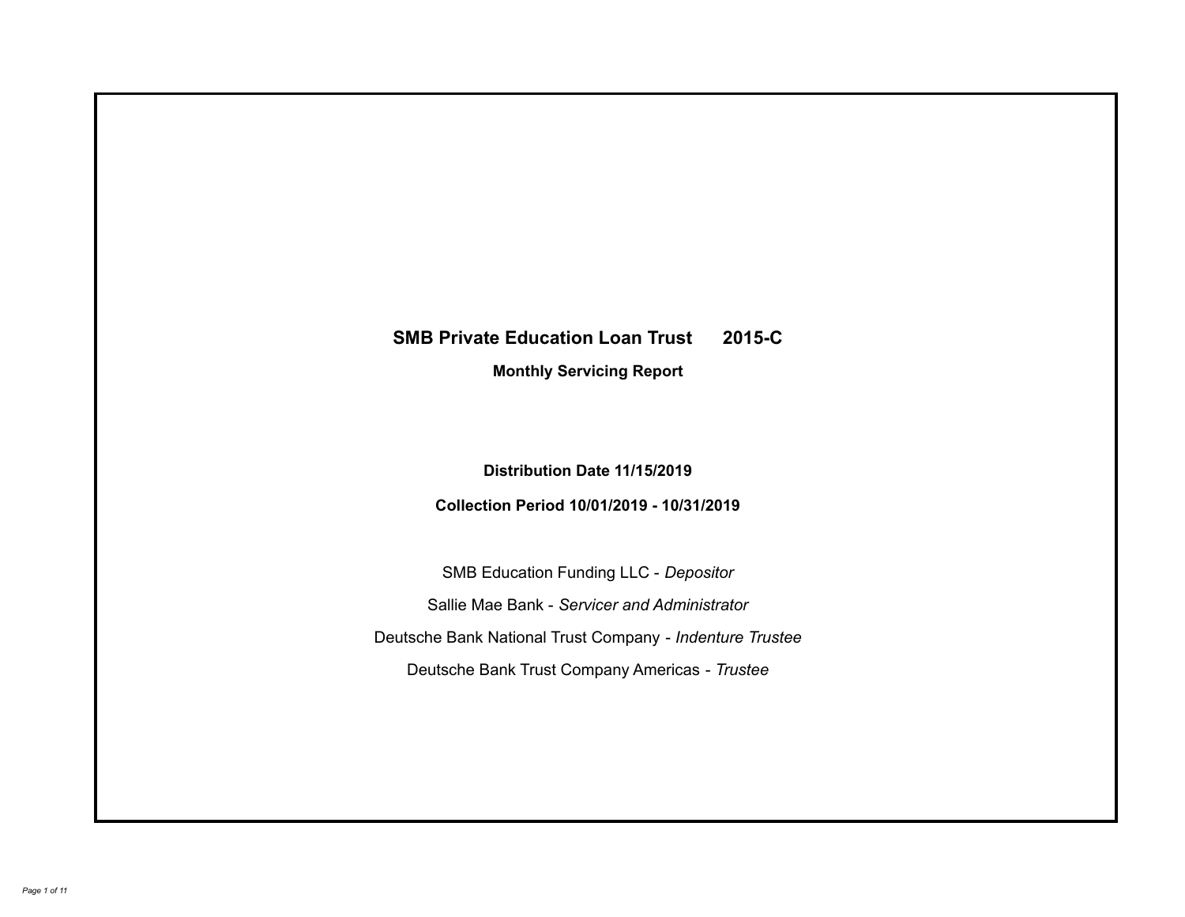# SMB Private Education Loan Trust 2015-C

## Monthly Servicing Report

**Distribution Date 11/15/2019**

**Collection Period 10/01/2019 - 10/31/2019**

SMB Education Funding LLC - *Depositor*

Sallie Mae Bank - *Servicer and Administrator*

Deutsche Bank National Trust Company - *Indenture Trustee*

Deutsche Bank Trust Company Americas - *Trustee*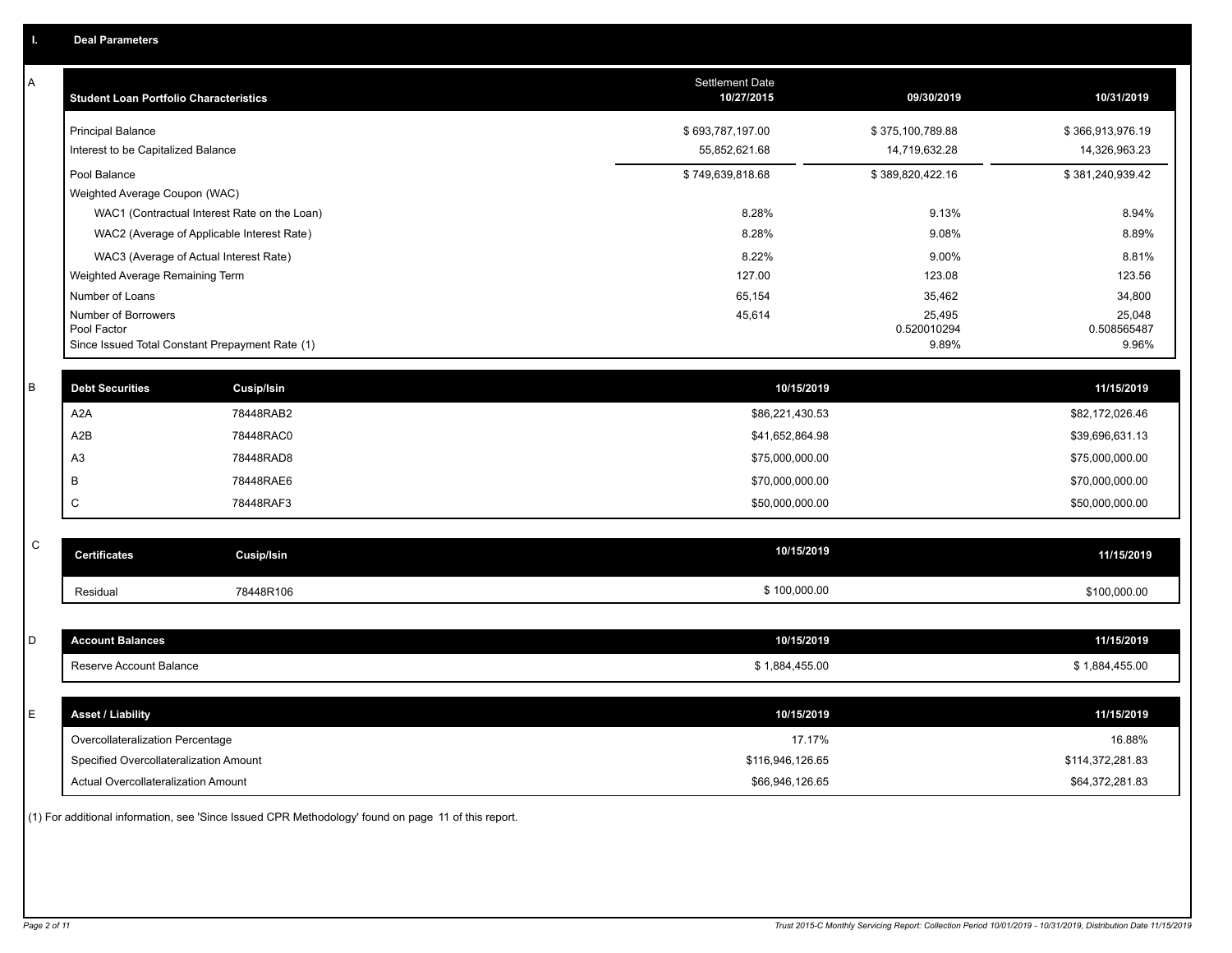## I. Deal Parameters

### A

| Student Loan Portfolio Characteristics | Settlement Date 10/27/2015 | 09/30/2019 | 10/31/2019 |
|---|---|---|---|
| Principal Balance | $ 693,787,197.00 | $ 375,100,789.88 | $ 366,913,976.19 |
| Interest to be Capitalized Balance | 55,852,621.68 | 14,719,632.28 | 14,326,963.23 |
| Pool Balance | $ 749,639,818.68 | $ 389,820,422.16 | $ 381,240,939.42 |
| Weighted Average Coupon (WAC) | | | |
| WAC1 (Contractual Interest Rate on the Loan) | 8.28% | 9.13% | 8.94% |
| WAC2 (Average of Applicable Interest Rate) | 8.28% | 9.08% | 8.89% |
| WAC3 (Average of Actual Interest Rate) | 8.22% | 9.00% | 8.81% |
| Weighted Average Remaining Term | 127.00 | 123.08 | 123.56 |
| Number of Loans | 65,154 | 35,462 | 34,800 |
| Number of Borrowers | 45,614 | 25,495 | 25,048 |
| Pool Factor | | 0.520010294 | 0.508565487 |
| Since Issued Total Constant Prepayment Rate (1) | | 9.89% | 9.96% |

### B

| Debt Securities | Cusip/Isin | 10/15/2019 | 11/15/2019 |
|---|---|---|---|
| A2A | 78448RAB2 | $86,221,430.53 | $82,172,026.46 |
| A2B | 78448RAC0 | $41,652,864.98 | $39,696,631.13 |
| A3 | 78448RAD8 | $75,000,000.00 | $75,000,000.00 |
| B | 78448RAE6 | $70,000,000.00 | $70,000,000.00 |
| C | 78448RAF3 | $50,000,000.00 | $50,000,000.00 |

### C

| Certificates | Cusip/Isin | 10/15/2019 | 11/15/2019 |
|---|---|---|---|
| Residual | 78448R106 | $ 100,000.00 | $100,000.00 |

### D

| Account Balances | 10/15/2019 | 11/15/2019 |
|---|---|---|
| Reserve Account Balance | $ 1,884,455.00 | $ 1,884,455.00 |

### E

| Asset / Liability | 10/15/2019 | 11/15/2019 |
|---|---|---|
| Overcollateralization Percentage | 17.17% | 16.88% |
| Specified Overcollateralization Amount | $116,946,126.65 | $114,372,281.83 |
| Actual Overcollateralization Amount | $66,946,126.65 | $64,372,281.83 |

(1) For additional information, see 'Since Issued CPR Methodology' found on page 11 of this report.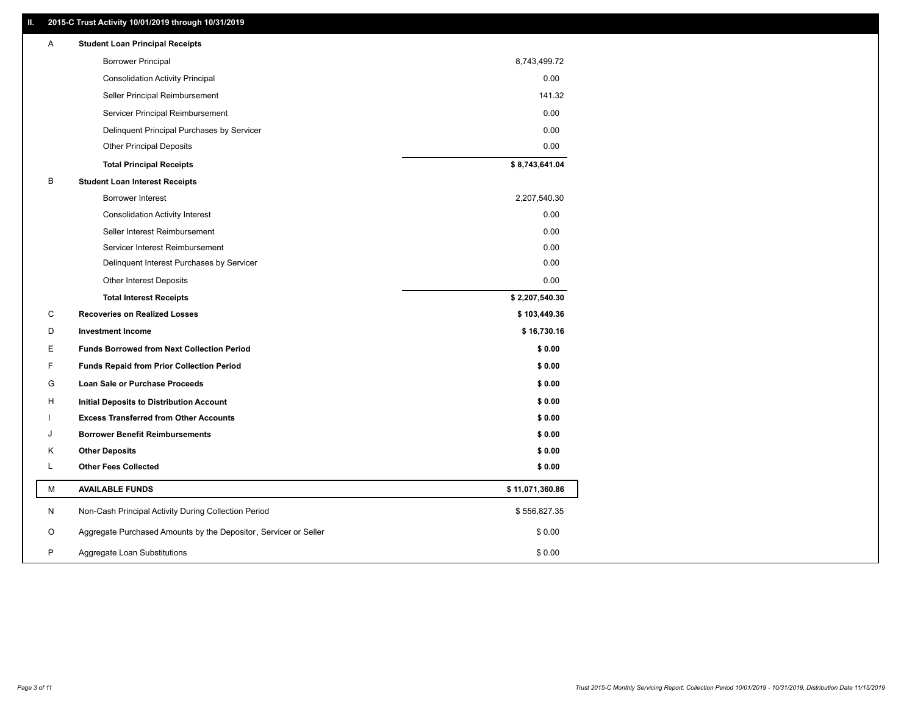## II. 2015-C Trust Activity 10/01/2019 through 10/31/2019

| | | |
|---|---|---|
| A | **Student Loan Principal Receipts** | |
| | Borrower Principal | 8,743,499.72 |
| | Consolidation Activity Principal | 0.00 |
| | Seller Principal Reimbursement | 141.32 |
| | Servicer Principal Reimbursement | 0.00 |
| | Delinquent Principal Purchases by Servicer | 0.00 |
| | Other Principal Deposits | 0.00 |
| | **Total Principal Receipts** | **$ 8,743,641.04** |
| B | **Student Loan Interest Receipts** | |
| | Borrower Interest | 2,207,540.30 |
| | Consolidation Activity Interest | 0.00 |
| | Seller Interest Reimbursement | 0.00 |
| | Servicer Interest Reimbursement | 0.00 |
| | Delinquent Interest Purchases by Servicer | 0.00 |
| | Other Interest Deposits | 0.00 |
| | **Total Interest Receipts** | **$ 2,207,540.30** |
| C | **Recoveries on Realized Losses** | **$ 103,449.36** |
| D | **Investment Income** | **$ 16,730.16** |
| E | **Funds Borrowed from Next Collection Period** | **$ 0.00** |
| F | **Funds Repaid from Prior Collection Period** | **$ 0.00** |
| G | **Loan Sale or Purchase Proceeds** | **$ 0.00** |
| H | **Initial Deposits to Distribution Account** | **$ 0.00** |
| I | **Excess Transferred from Other Accounts** | **$ 0.00** |
| J | **Borrower Benefit Reimbursements** | **$ 0.00** |
| K | **Other Deposits** | **$ 0.00** |
| L | **Other Fees Collected** | **$ 0.00** |
| M | **AVAILABLE FUNDS** | **$ 11,071,360.86** |
| N | Non-Cash Principal Activity During Collection Period | $ 556,827.35 |
| O | Aggregate Purchased Amounts by the Depositor, Servicer or Seller | $ 0.00 |
| P | Aggregate Loan Substitutions | $ 0.00 |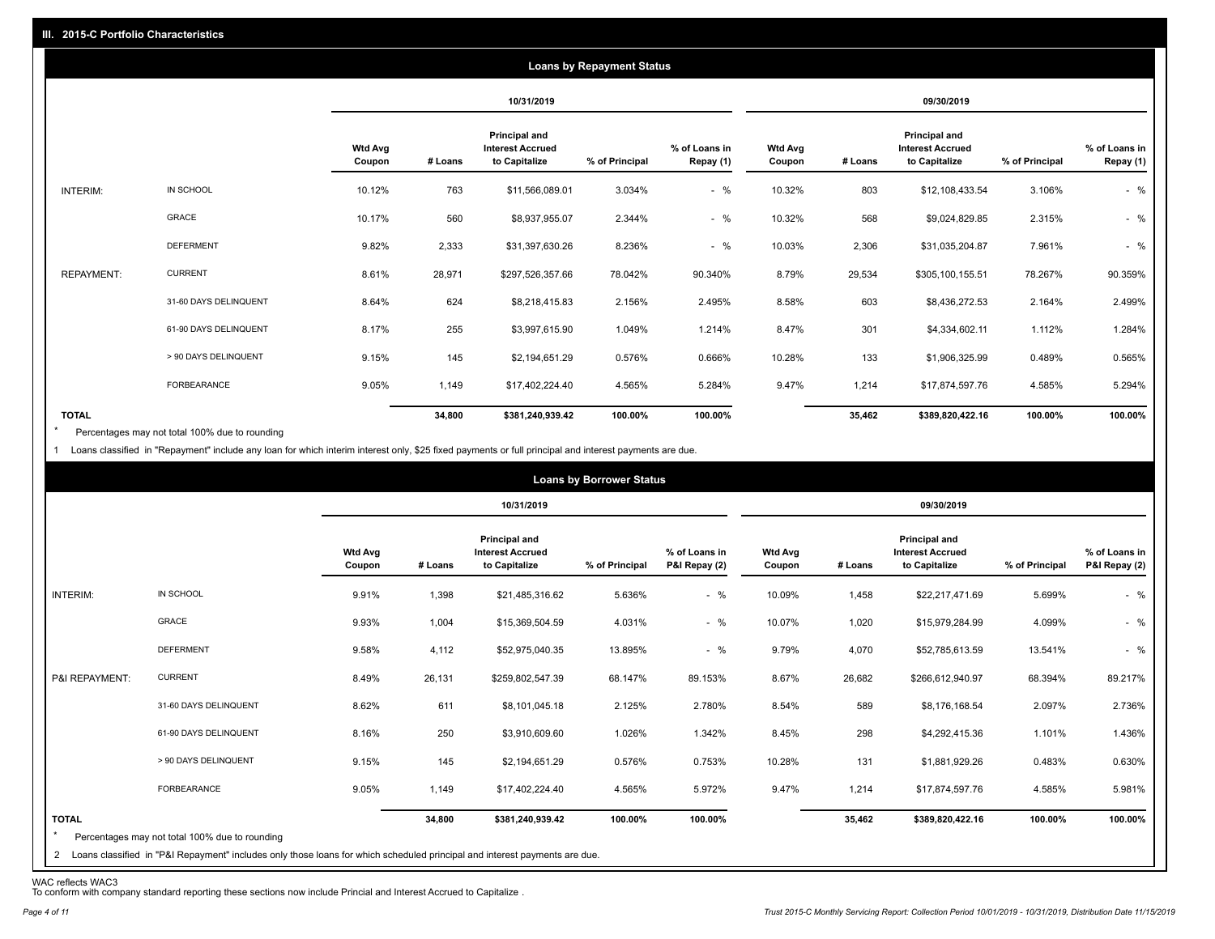## III. 2015-C Portfolio Characteristics

### Loans by Repayment Status

| | | 10/31/2019 | | | | | 09/30/2019 | | | | |
|---|---|---|---|---|---|---|---|---|---|---|---|
| | | Wtd Avg Coupon | # Loans | Principal and Interest Accrued to Capitalize | % of Principal | % of Loans in Repay (1) | Wtd Avg Coupon | # Loans | Principal and Interest Accrued to Capitalize | % of Principal | % of Loans in Repay (1) |
| INTERIM: | IN SCHOOL | 10.12% | 763 | $11,566,089.01 | 3.034% | - % | 10.32% | 803 | $12,108,433.54 | 3.106% | - % |
| | GRACE | 10.17% | 560 | $8,937,955.07 | 2.344% | - % | 10.32% | 568 | $9,024,829.85 | 2.315% | - % |
| | DEFERMENT | 9.82% | 2,333 | $31,397,630.26 | 8.236% | - % | 10.03% | 2,306 | $31,035,204.87 | 7.961% | - % |
| REPAYMENT: | CURRENT | 8.61% | 28,971 | $297,526,357.66 | 78.042% | 90.340% | 8.79% | 29,534 | $305,100,155.51 | 78.267% | 90.359% |
| | 31-60 DAYS DELINQUENT | 8.64% | 624 | $8,218,415.83 | 2.156% | 2.495% | 8.58% | 603 | $8,436,272.53 | 2.164% | 2.499% |
| | 61-90 DAYS DELINQUENT | 8.17% | 255 | $3,997,615.90 | 1.049% | 1.214% | 8.47% | 301 | $4,334,602.11 | 1.112% | 1.284% |
| | > 90 DAYS DELINQUENT | 9.15% | 145 | $2,194,651.29 | 0.576% | 0.666% | 10.28% | 133 | $1,906,325.99 | 0.489% | 0.565% |
| | FORBEARANCE | 9.05% | 1,149 | $17,402,224.40 | 4.565% | 5.284% | 9.47% | 1,214 | $17,874,597.76 | 4.585% | 5.294% |
| **TOTAL** | | | **34,800** | **$381,240,939.42** | **100.00%** | **100.00%** | | **35,462** | **$389,820,422.16** | **100.00%** | **100.00%** |

\* Percentages may not total 100% due to rounding

1 Loans classified in "Repayment" include any loan for which interim interest only, $25 fixed payments or full principal and interest payments are due.

### Loans by Borrower Status

| | | 10/31/2019 | | | | | 09/30/2019 | | | | |
|---|---|---|---|---|---|---|---|---|---|---|---|
| | | Wtd Avg Coupon | # Loans | Principal and Interest Accrued to Capitalize | % of Principal | % of Loans in P&I Repay (2) | Wtd Avg Coupon | # Loans | Principal and Interest Accrued to Capitalize | % of Principal | % of Loans in P&I Repay (2) |
| INTERIM: | IN SCHOOL | 9.91% | 1,398 | $21,485,316.62 | 5.636% | - % | 10.09% | 1,458 | $22,217,471.69 | 5.699% | - % |
| | GRACE | 9.93% | 1,004 | $15,369,504.59 | 4.031% | - % | 10.07% | 1,020 | $15,979,284.99 | 4.099% | - % |
| | DEFERMENT | 9.58% | 4,112 | $52,975,040.35 | 13.895% | - % | 9.79% | 4,070 | $52,785,613.59 | 13.541% | - % |
| P&I REPAYMENT: | CURRENT | 8.49% | 26,131 | $259,802,547.39 | 68.147% | 89.153% | 8.67% | 26,682 | $266,612,940.97 | 68.394% | 89.217% |
| | 31-60 DAYS DELINQUENT | 8.62% | 611 | $8,101,045.18 | 2.125% | 2.780% | 8.54% | 589 | $8,176,168.54 | 2.097% | 2.736% |
| | 61-90 DAYS DELINQUENT | 8.16% | 250 | $3,910,609.60 | 1.026% | 1.342% | 8.45% | 298 | $4,292,415.36 | 1.101% | 1.436% |
| | > 90 DAYS DELINQUENT | 9.15% | 145 | $2,194,651.29 | 0.576% | 0.753% | 10.28% | 131 | $1,881,929.26 | 0.483% | 0.630% |
| | FORBEARANCE | 9.05% | 1,149 | $17,402,224.40 | 4.565% | 5.972% | 9.47% | 1,214 | $17,874,597.76 | 4.585% | 5.981% |
| **TOTAL** | | | **34,800** | **$381,240,939.42** | **100.00%** | **100.00%** | | **35,462** | **$389,820,422.16** | **100.00%** | **100.00%** |

\* Percentages may not total 100% due to rounding

2 Loans classified in "P&I Repayment" includes only those loans for which scheduled principal and interest payments are due.

WAC reflects WAC3
To conform with company standard reporting these sections now include Princial and Interest Accrued to Capitalize .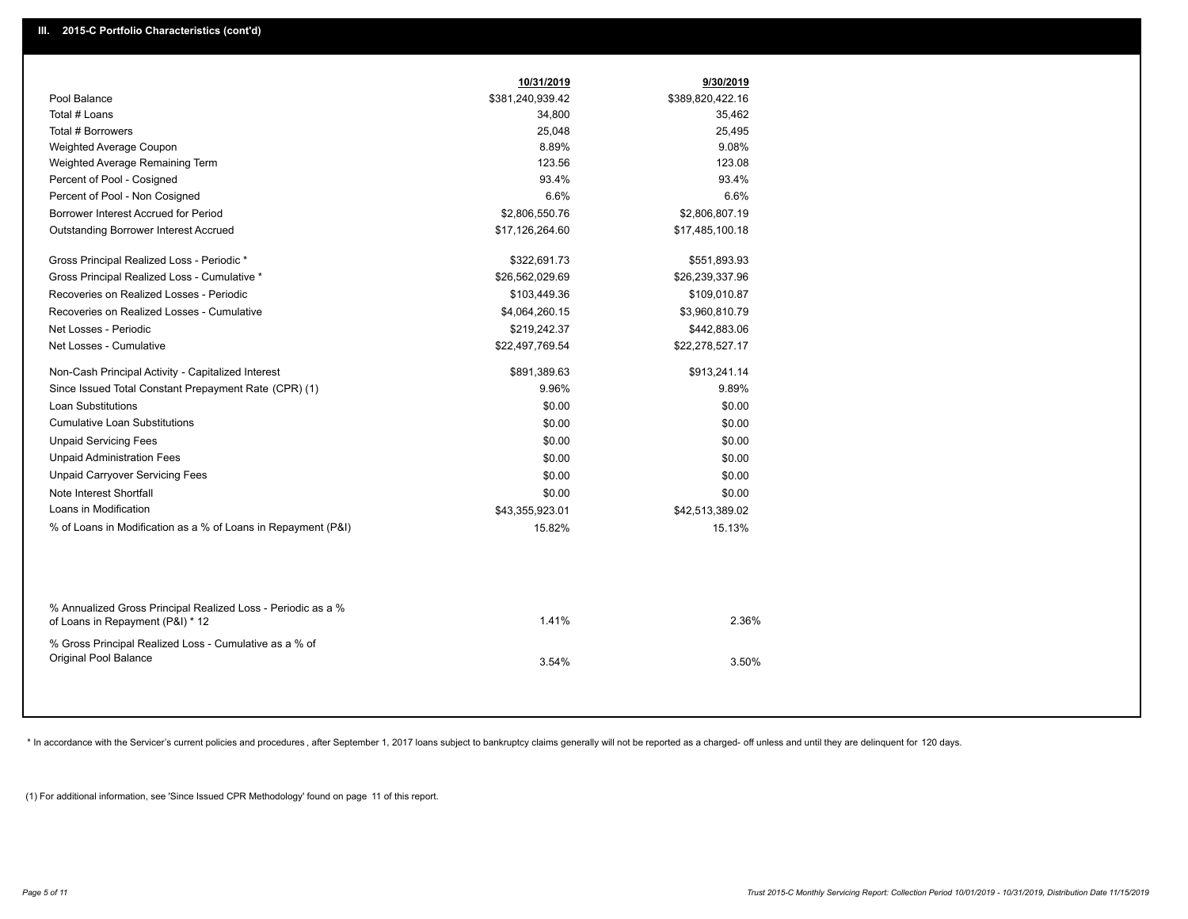## III. 2015-C Portfolio Characteristics (cont'd)

| | 10/31/2019 | 9/30/2019 |
|---|---|---|
| Pool Balance | $381,240,939.42 | $389,820,422.16 |
| Total # Loans | 34,800 | 35,462 |
| Total # Borrowers | 25,048 | 25,495 |
| Weighted Average Coupon | 8.89% | 9.08% |
| Weighted Average Remaining Term | 123.56 | 123.08 |
| Percent of Pool - Cosigned | 93.4% | 93.4% |
| Percent of Pool - Non Cosigned | 6.6% | 6.6% |
| Borrower Interest Accrued for Period | $2,806,550.76 | $2,806,807.19 |
| Outstanding Borrower Interest Accrued | $17,126,264.60 | $17,485,100.18 |
| Gross Principal Realized Loss - Periodic * | $322,691.73 | $551,893.93 |
| Gross Principal Realized Loss - Cumulative * | $26,562,029.69 | $26,239,337.96 |
| Recoveries on Realized Losses - Periodic | $103,449.36 | $109,010.87 |
| Recoveries on Realized Losses - Cumulative | $4,064,260.15 | $3,960,810.79 |
| Net Losses - Periodic | $219,242.37 | $442,883.06 |
| Net Losses - Cumulative | $22,497,769.54 | $22,278,527.17 |
| Non-Cash Principal Activity - Capitalized Interest | $891,389.63 | $913,241.14 |
| Since Issued Total Constant Prepayment Rate (CPR) (1) | 9.96% | 9.89% |
| Loan Substitutions | $0.00 | $0.00 |
| Cumulative Loan Substitutions | $0.00 | $0.00 |
| Unpaid Servicing Fees | $0.00 | $0.00 |
| Unpaid Administration Fees | $0.00 | $0.00 |
| Unpaid Carryover Servicing Fees | $0.00 | $0.00 |
| Note Interest Shortfall | $0.00 | $0.00 |
| Loans in Modification | $43,355,923.01 | $42,513,389.02 |
| % of Loans in Modification as a % of Loans in Repayment (P&I) | 15.82% | 15.13% |
| % Annualized Gross Principal Realized Loss - Periodic as a % of Loans in Repayment (P&I) * 12 | 1.41% | 2.36% |
| % Gross Principal Realized Loss - Cumulative as a % of Original Pool Balance | 3.54% | 3.50% |

* In accordance with the Servicer's current policies and procedures , after September 1, 2017 loans subject to bankruptcy claims generally will not be reported as a charged- off unless and until they are delinquent for 120 days.

(1) For additional information, see 'Since Issued CPR Methodology' found on page 11 of this report.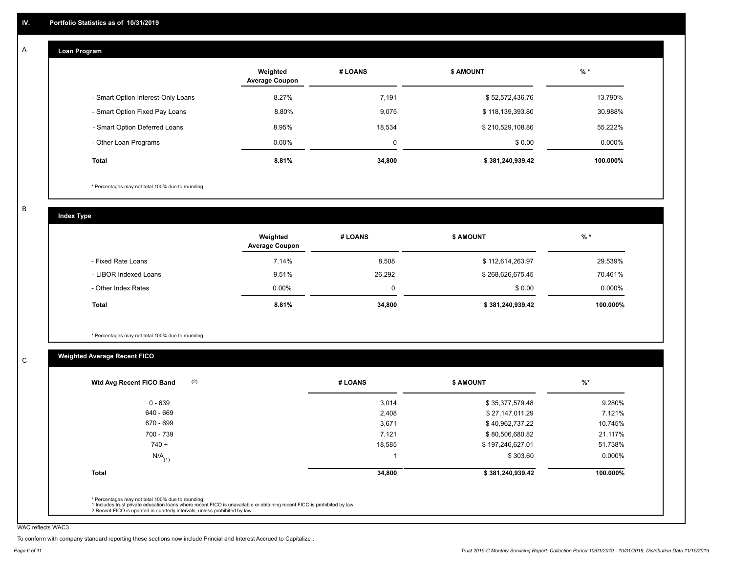## IV. Portfolio Statistics as of 10/31/2019

### A Loan Program

| | Weighted Average Coupon | # LOANS | $ AMOUNT | % * |
|---|---|---|---|---|
| - Smart Option Interest-Only Loans | 8.27% | 7,191 | $ 52,572,436.76 | 13.790% |
| - Smart Option Fixed Pay Loans | 8.80% | 9,075 | $ 118,139,393.80 | 30.988% |
| - Smart Option Deferred Loans | 8.95% | 18,534 | $ 210,529,108.86 | 55.222% |
| - Other Loan Programs | 0.00% | 0 | $ 0.00 | 0.000% |
| **Total** | **8.81%** | **34,800** | **$ 381,240,939.42** | **100.000%** |

* Percentages may not total 100% due to rounding

### B Index Type

| | Weighted Average Coupon | # LOANS | $ AMOUNT | % * |
|---|---|---|---|---|
| - Fixed Rate Loans | 7.14% | 8,508 | $ 112,614,263.97 | 29.539% |
| - LIBOR Indexed Loans | 9.51% | 26,292 | $ 268,626,675.45 | 70.461% |
| - Other Index Rates | 0.00% | 0 | $ 0.00 | 0.000% |
| **Total** | **8.81%** | **34,800** | **$ 381,240,939.42** | **100.000%** |

* Percentages may not total 100% due to rounding

### C Weighted Average Recent FICO

| Wtd Avg Recent FICO Band (2) | # LOANS | $ AMOUNT | %* |
|---|---|---|---|
| 0 - 639 | 3,014 | $ 35,377,579.48 | 9.280% |
| 640 - 669 | 2,408 | $ 27,147,011.29 | 7.121% |
| 670 - 699 | 3,671 | $ 40,962,737.22 | 10.745% |
| 700 - 739 | 7,121 | $ 80,506,680.82 | 21.117% |
| 740 + | 18,585 | $ 197,246,627.01 | 51.738% |
| N/A(1) | 1 | $ 303.60 | 0.000% |
| **Total** | **34,800** | **$ 381,240,939.42** | **100.000%** |

* Percentages may not total 100% due to rounding
1 Includes trust private education loans where recent FICO is unavailable or obtaining recent FICO is prohibited by law
2 Recent FICO is updated in quarterly intervals; unless prohibited by law

WAC reflects WAC3

To conform with company standard reporting these sections now include Princial and Interest Accrued to Capitalize .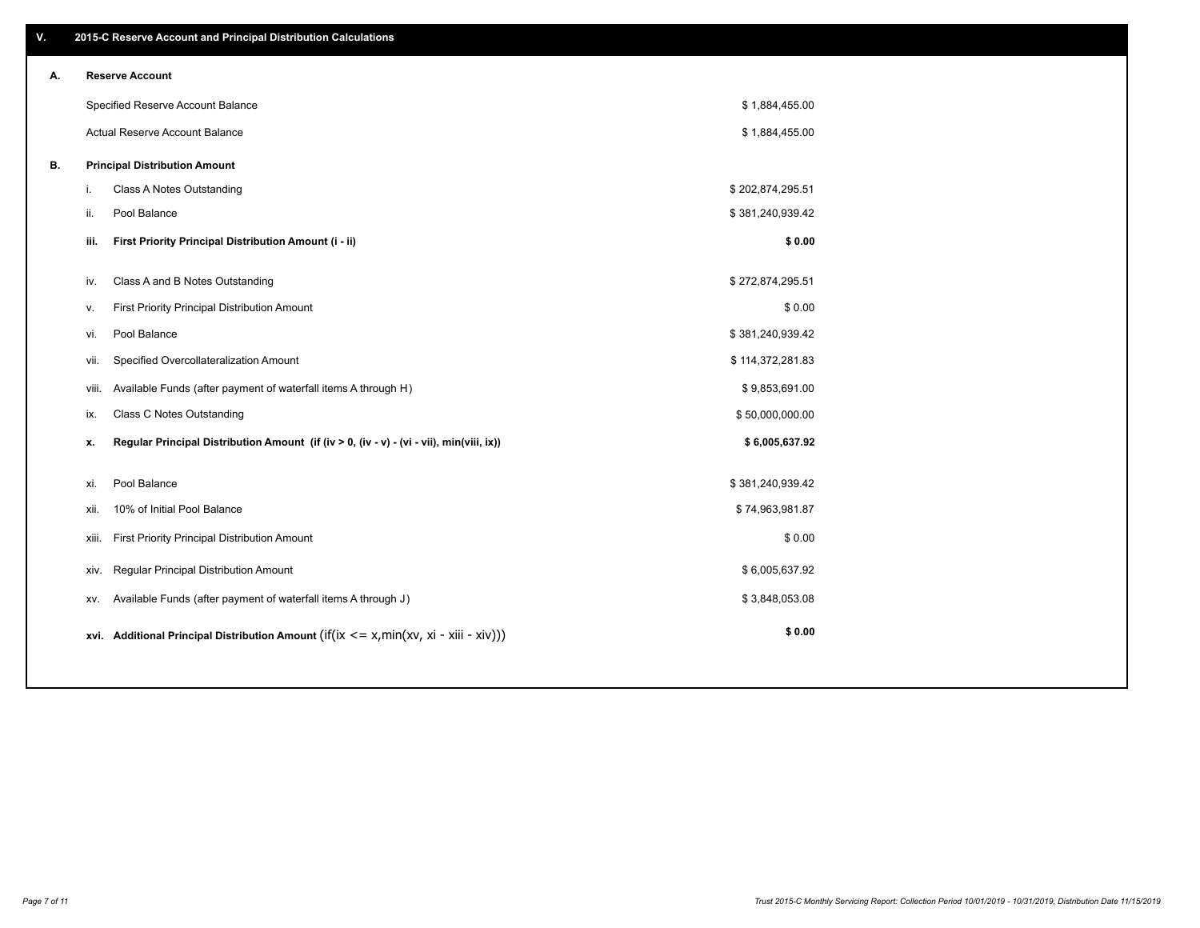## V. 2015-C Reserve Account and Principal Distribution Calculations

### A. Reserve Account

| | |
|---|---|
| Specified Reserve Account Balance | $ 1,884,455.00 |
| Actual Reserve Account Balance | $ 1,884,455.00 |

### B. Principal Distribution Amount

| | | |
|---|---|---|
| i. | Class A Notes Outstanding | $ 202,874,295.51 |
| ii. | Pool Balance | $ 381,240,939.42 |
| **iii.** | **First Priority Principal Distribution Amount (i - ii)** | **$ 0.00** |
| iv. | Class A and B Notes Outstanding | $ 272,874,295.51 |
| v. | First Priority Principal Distribution Amount | $ 0.00 |
| vi. | Pool Balance | $ 381,240,939.42 |
| vii. | Specified Overcollateralization Amount | $ 114,372,281.83 |
| viii. | Available Funds (after payment of waterfall items A through H) | $ 9,853,691.00 |
| ix. | Class C Notes Outstanding | $ 50,000,000.00 |
| **x.** | **Regular Principal Distribution Amount (if (iv > 0, (iv - v) - (vi - vii), min(viii, ix))** | **$ 6,005,637.92** |
| xi. | Pool Balance | $ 381,240,939.42 |
| xii. | 10% of Initial Pool Balance | $ 74,963,981.87 |
| xiii. | First Priority Principal Distribution Amount | $ 0.00 |
| xiv. | Regular Principal Distribution Amount | $ 6,005,637.92 |
| xv. | Available Funds (after payment of waterfall items A through J) | $ 3,848,053.08 |
| **xvi.** | **Additional Principal Distribution Amount** (if(ix <= x,min(xv, xi - xiii - xiv))) | **$ 0.00** |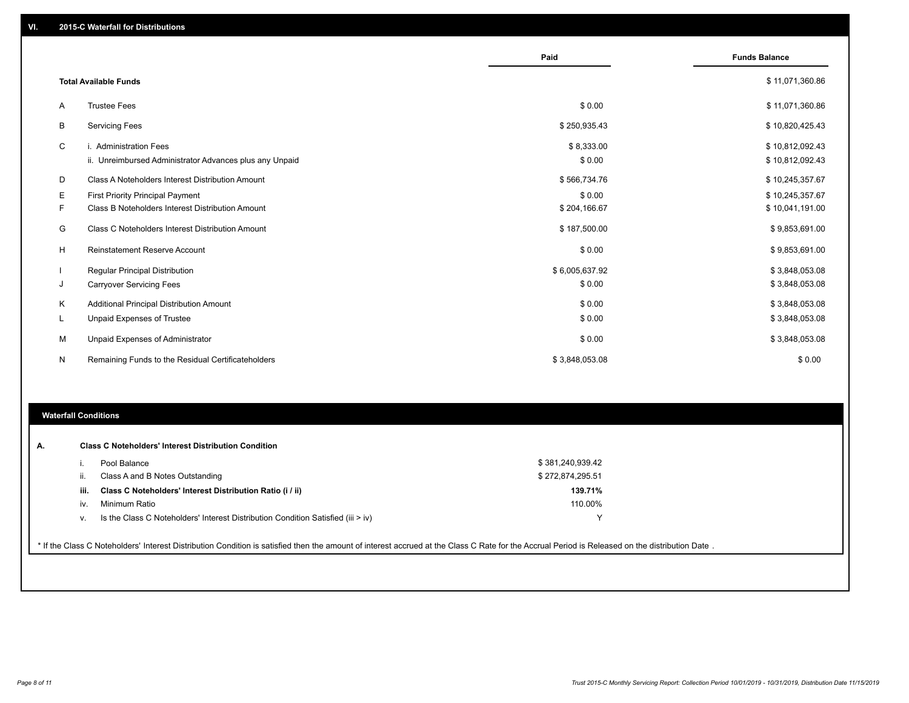## VI. 2015-C Waterfall for Distributions

| | | Paid | Funds Balance |
|---|---|---|---|
| | **Total Available Funds** | | $ 11,071,360.86 |
| A | Trustee Fees | $ 0.00 | $ 11,071,360.86 |
| B | Servicing Fees | $ 250,935.43 | $ 10,820,425.43 |
| C | i. Administration Fees | $ 8,333.00 | $ 10,812,092.43 |
| | ii. Unreimbursed Administrator Advances plus any Unpaid | $ 0.00 | $ 10,812,092.43 |
| D | Class A Noteholders Interest Distribution Amount | $ 566,734.76 | $ 10,245,357.67 |
| E | First Priority Principal Payment | $ 0.00 | $ 10,245,357.67 |
| F | Class B Noteholders Interest Distribution Amount | $ 204,166.67 | $ 10,041,191.00 |
| G | Class C Noteholders Interest Distribution Amount | $ 187,500.00 | $ 9,853,691.00 |
| H | Reinstatement Reserve Account | $ 0.00 | $ 9,853,691.00 |
| I | Regular Principal Distribution | $ 6,005,637.92 | $ 3,848,053.08 |
| J | Carryover Servicing Fees | $ 0.00 | $ 3,848,053.08 |
| K | Additional Principal Distribution Amount | $ 0.00 | $ 3,848,053.08 |
| L | Unpaid Expenses of Trustee | $ 0.00 | $ 3,848,053.08 |
| M | Unpaid Expenses of Administrator | $ 0.00 | $ 3,848,053.08 |
| N | Remaining Funds to the Residual Certificateholders | $ 3,848,053.08 | $ 0.00 |

## Waterfall Conditions

**A. Class C Noteholders' Interest Distribution Condition**

| | | |
|---|---|---|
| i. | Pool Balance | $ 381,240,939.42 |
| ii. | Class A and B Notes Outstanding | $ 272,874,295.51 |
| **iii.** | **Class C Noteholders' Interest Distribution Ratio (i / ii)** | **139.71%** |
| iv. | Minimum Ratio | 110.00% |
| v. | Is the Class C Noteholders' Interest Distribution Condition Satisfied (iii > iv) | Y |

* If the Class C Noteholders' Interest Distribution Condition is satisfied then the amount of interest accrued at the Class C Rate for the Accrual Period is Released on the distribution Date .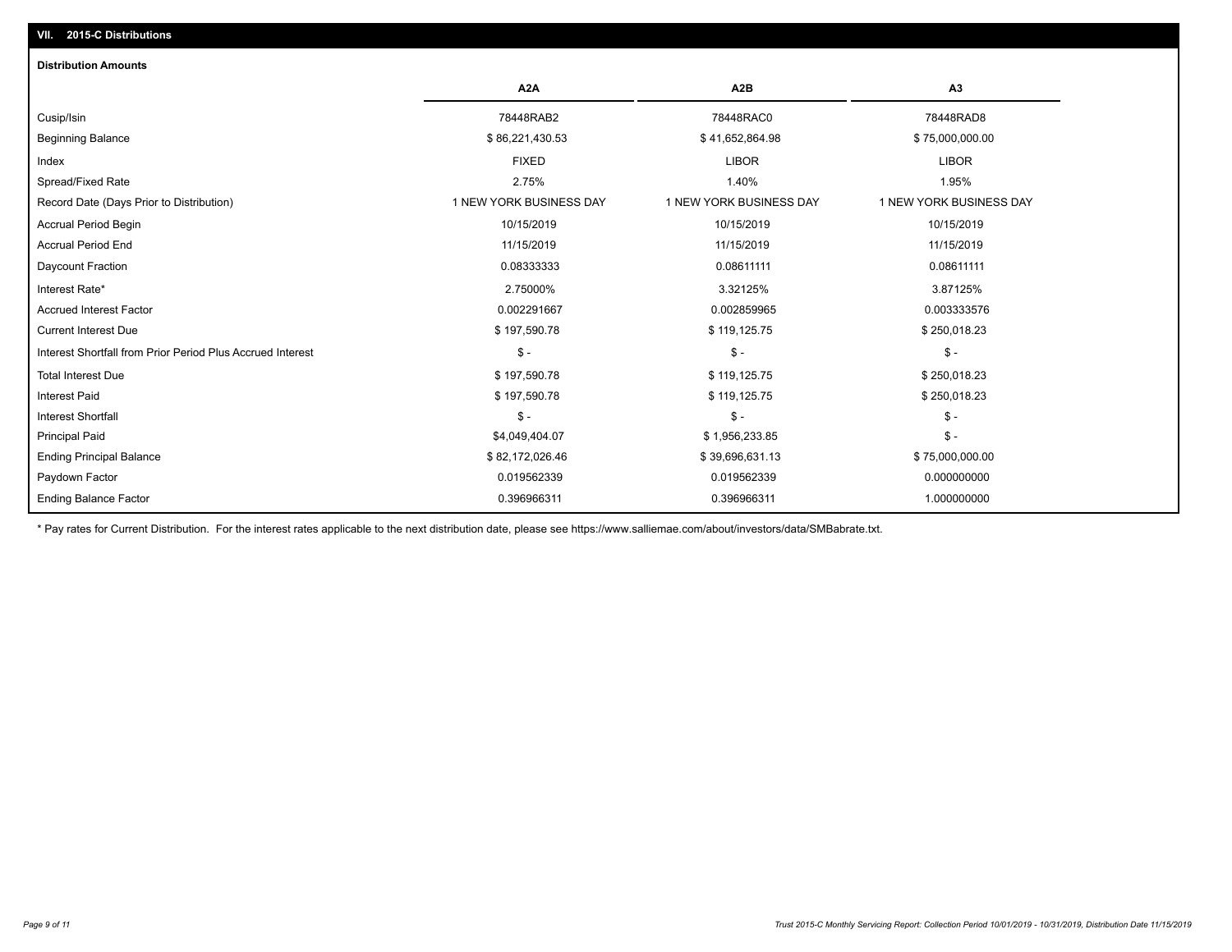## VII. 2015-C Distributions

### Distribution Amounts

| | A2A | A2B | A3 |
|---|---|---|---|
| Cusip/Isin | 78448RAB2 | 78448RAC0 | 78448RAD8 |
| Beginning Balance | $ 86,221,430.53 | $ 41,652,864.98 | $ 75,000,000.00 |
| Index | FIXED | LIBOR | LIBOR |
| Spread/Fixed Rate | 2.75% | 1.40% | 1.95% |
| Record Date (Days Prior to Distribution) | 1 NEW YORK BUSINESS DAY | 1 NEW YORK BUSINESS DAY | 1 NEW YORK BUSINESS DAY |
| Accrual Period Begin | 10/15/2019 | 10/15/2019 | 10/15/2019 |
| Accrual Period End | 11/15/2019 | 11/15/2019 | 11/15/2019 |
| Daycount Fraction | 0.08333333 | 0.08611111 | 0.08611111 |
| Interest Rate* | 2.75000% | 3.32125% | 3.87125% |
| Accrued Interest Factor | 0.002291667 | 0.002859965 | 0.003333576 |
| Current Interest Due | $ 197,590.78 | $ 119,125.75 | $ 250,018.23 |
| Interest Shortfall from Prior Period Plus Accrued Interest | $ - | $ - | $ - |
| Total Interest Due | $ 197,590.78 | $ 119,125.75 | $ 250,018.23 |
| Interest Paid | $ 197,590.78 | $ 119,125.75 | $ 250,018.23 |
| Interest Shortfall | $ - | $ - | $ - |
| Principal Paid | $4,049,404.07 | $ 1,956,233.85 | $ - |
| Ending Principal Balance | $ 82,172,026.46 | $ 39,696,631.13 | $ 75,000,000.00 |
| Paydown Factor | 0.019562339 | 0.019562339 | 0.000000000 |
| Ending Balance Factor | 0.396966311 | 0.396966311 | 1.000000000 |

* Pay rates for Current Distribution. For the interest rates applicable to the next distribution date, please see https://www.salliemae.com/about/investors/data/SMBabrate.txt.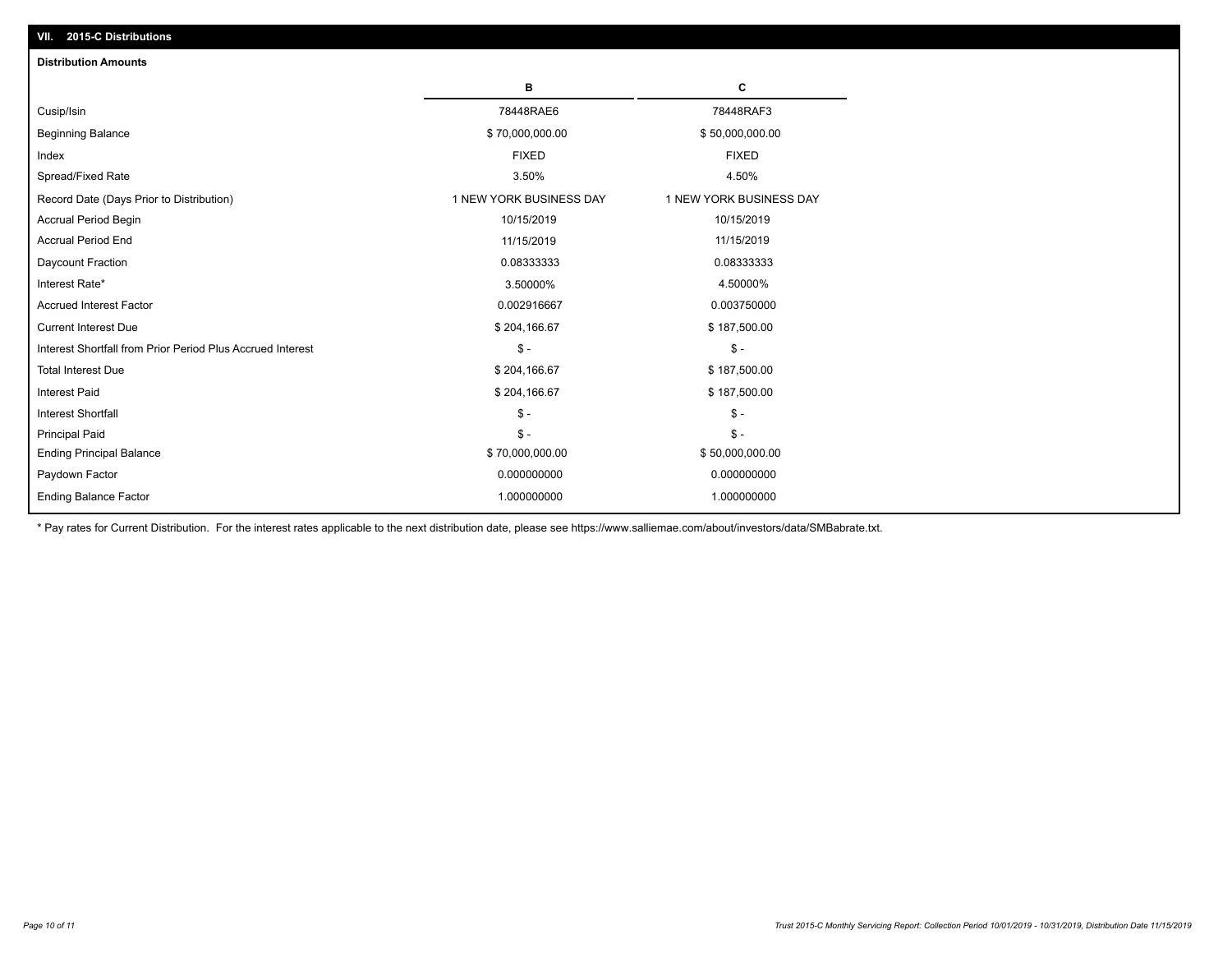## VII. 2015-C Distributions

### Distribution Amounts

| | B | C |
|---|---|---|
| Cusip/Isin | 78448RAE6 | 78448RAF3 |
| Beginning Balance | $ 70,000,000.00 | $ 50,000,000.00 |
| Index | FIXED | FIXED |
| Spread/Fixed Rate | 3.50% | 4.50% |
| Record Date (Days Prior to Distribution) | 1 NEW YORK BUSINESS DAY | 1 NEW YORK BUSINESS DAY |
| Accrual Period Begin | 10/15/2019 | 10/15/2019 |
| Accrual Period End | 11/15/2019 | 11/15/2019 |
| Daycount Fraction | 0.08333333 | 0.08333333 |
| Interest Rate* | 3.50000% | 4.50000% |
| Accrued Interest Factor | 0.002916667 | 0.003750000 |
| Current Interest Due | $ 204,166.67 | $ 187,500.00 |
| Interest Shortfall from Prior Period Plus Accrued Interest | $ - | $ - |
| Total Interest Due | $ 204,166.67 | $ 187,500.00 |
| Interest Paid | $ 204,166.67 | $ 187,500.00 |
| Interest Shortfall | $ - | $ - |
| Principal Paid | $ - | $ - |
| Ending Principal Balance | $ 70,000,000.00 | $ 50,000,000.00 |
| Paydown Factor | 0.000000000 | 0.000000000 |
| Ending Balance Factor | 1.000000000 | 1.000000000 |

* Pay rates for Current Distribution. For the interest rates applicable to the next distribution date, please see https://www.salliemae.com/about/investors/data/SMBabrate.txt.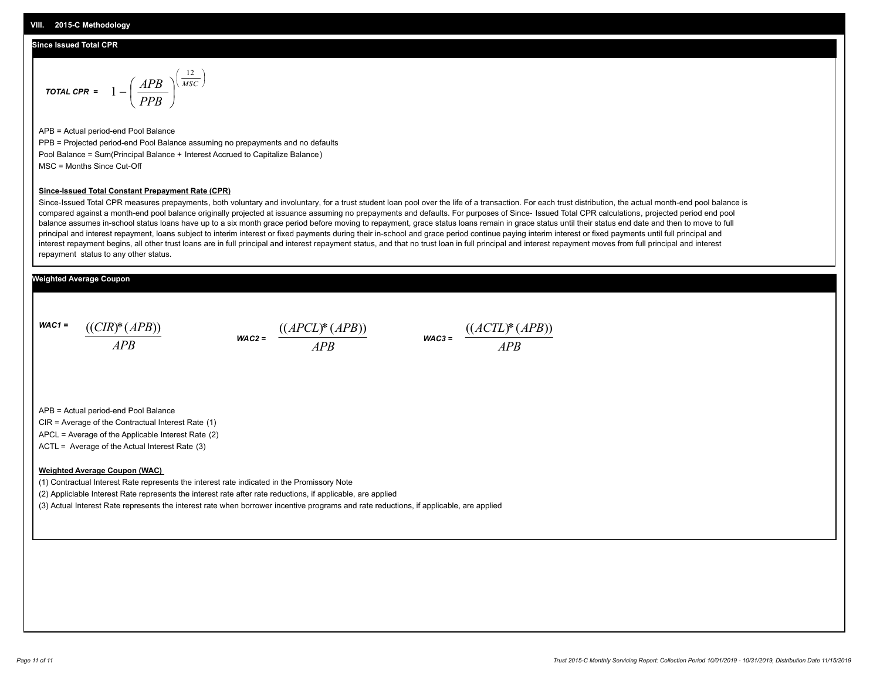## VIII. 2015-C Methodology

### Since Issued Total CPR

$$\textit{TOTAL CPR} = 1 - \left(\frac{APB}{PPB}\right)^{\left(\frac{12}{MSC}\right)}$$

APB = Actual period-end Pool Balance

PPB = Projected period-end Pool Balance assuming no prepayments and no defaults

Pool Balance = Sum(Principal Balance + Interest Accrued to Capitalize Balance)

MSC = Months Since Cut-Off

**Since-Issued Total Constant Prepayment Rate (CPR)**

Since-Issued Total CPR measures prepayments, both voluntary and involuntary, for a trust student loan pool over the life of a transaction. For each trust distribution, the actual month-end pool balance is compared against a month-end pool balance originally projected at issuance assuming no prepayments and defaults. For purposes of Since- Issued Total CPR calculations, projected period end pool balance assumes in-school status loans have up to a six month grace period before moving to repayment, grace status loans remain in grace status until their status end date and then to move to full principal and interest repayment, loans subject to interim interest or fixed payments during their in-school and grace period continue paying interim interest or fixed payments until full principal and interest repayment begins, all other trust loans are in full principal and interest repayment status, and that no trust loan in full principal and interest repayment moves from full principal and interest repayment status to any other status.

### Weighted Average Coupon

$$\textit{WAC1} = \frac{((CIR)^{*}(APB))}{APB} \qquad \textit{WAC2} = \frac{((APCL)^{*}(APB))}{APB} \qquad \textit{WAC3} = \frac{((ACTL)^{*}(APB))}{APB}$$

APB = Actual period-end Pool Balance

CIR = Average of the Contractual Interest Rate (1)

APCL = Average of the Applicable Interest Rate (2)

ACTL = Average of the Actual Interest Rate (3)

**Weighted Average Coupon (WAC)**

(1) Contractual Interest Rate represents the interest rate indicated in the Promissory Note

(2) Appliclable Interest Rate represents the interest rate after rate reductions, if applicable, are applied

(3) Actual Interest Rate represents the interest rate when borrower incentive programs and rate reductions, if applicable, are applied